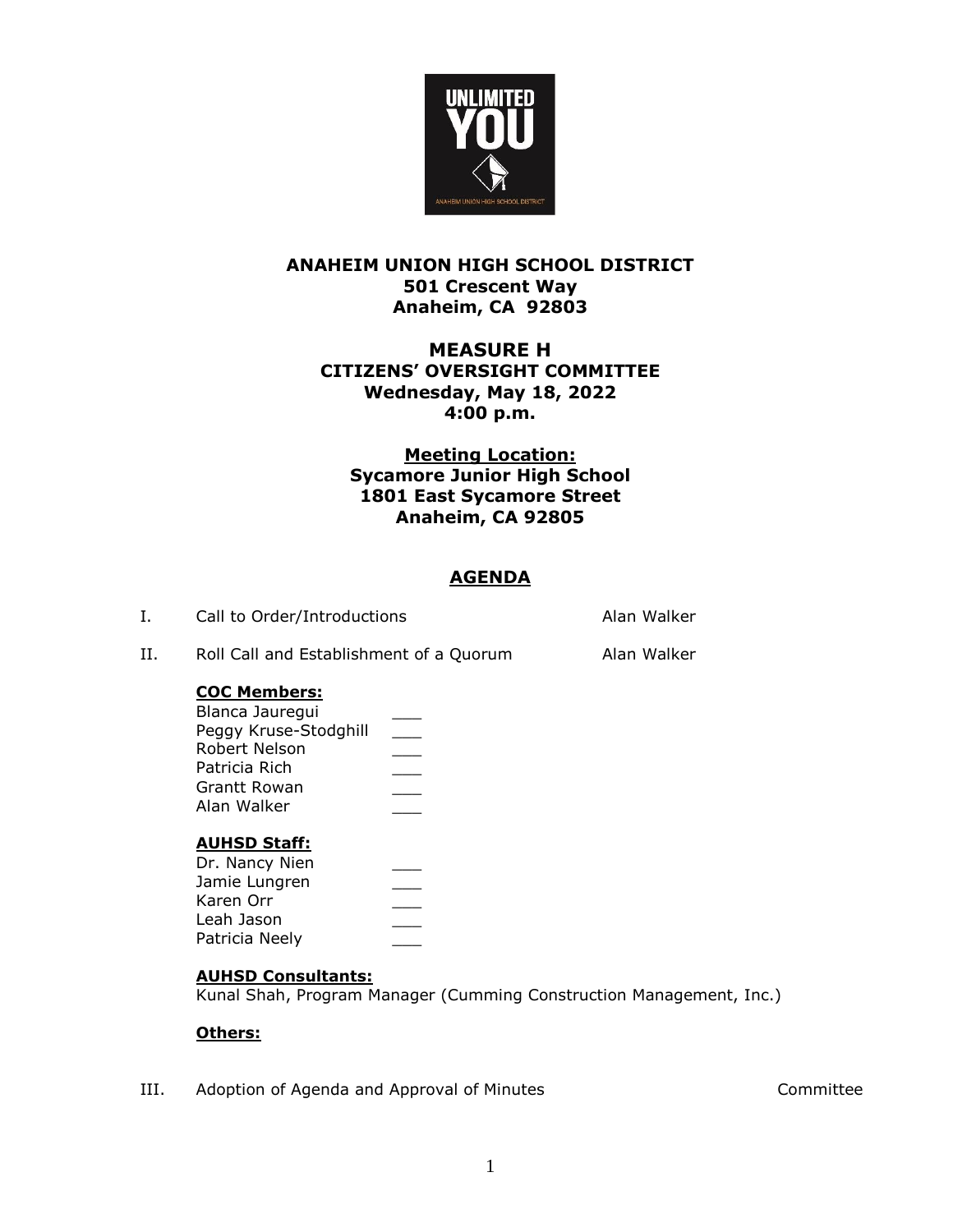**ANAHEIM UNION HIGH SCHOOL DISTRICT**
**501 Crescent Way**
**Anaheim, CA 92803**

# MEASURE H
## CITIZENS' OVERSIGHT COMMITTEE
**Wednesday, May 18, 2022**
**4:00 p.m.**

**Meeting Location:**
**Sycamore Junior High School**
**1801 East Sycamore Street**
**Anaheim, CA 92805**

## AGENDA

I. Call to Order/Introductions — Alan Walker

II. Roll Call and Establishment of a Quorum — Alan Walker

**COC Members:**
Blanca Jauregui ___
Peggy Kruse-Stodghill ___
Robert Nelson ___
Patricia Rich ___
Grantt Rowan ___
Alan Walker ___

**AUHSD Staff:**
Dr. Nancy Nien ___
Jamie Lungren ___
Karen Orr ___
Leah Jason ___
Patricia Neely ___

**AUHSD Consultants:**
Kunal Shah, Program Manager (Cumming Construction Management, Inc.)

**Others:**

III. Adoption of Agenda and Approval of Minutes — Committee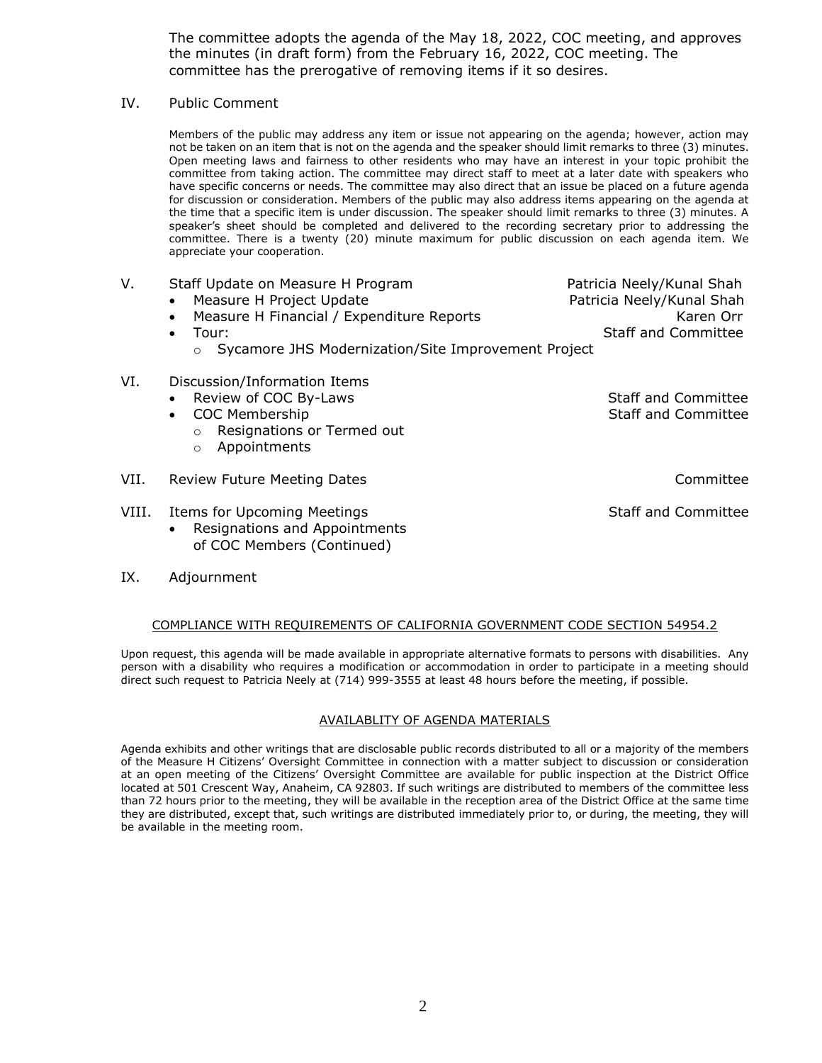The committee adopts the agenda of the May 18, 2022, COC meeting, and approves the minutes (in draft form) from the February 16, 2022, COC meeting. The committee has the prerogative of removing items if it so desires.

IV. Public Comment

Members of the public may address any item or issue not appearing on the agenda; however, action may not be taken on an item that is not on the agenda and the speaker should limit remarks to three (3) minutes. Open meeting laws and fairness to other residents who may have an interest in your topic prohibit the committee from taking action. The committee may direct staff to meet at a later date with speakers who have specific concerns or needs. The committee may also direct that an issue be placed on a future agenda for discussion or consideration. Members of the public may also address items appearing on the agenda at the time that a specific item is under discussion. The speaker should limit remarks to three (3) minutes. A speaker's sheet should be completed and delivered to the recording secretary prior to addressing the committee. There is a twenty (20) minute maximum for public discussion on each agenda item. We appreciate your cooperation.

V. Staff Update on Measure H Program — Patricia Neely/Kunal Shah
- Measure H Project Update — Patricia Neely/Kunal Shah
- Measure H Financial / Expenditure Reports — Karen Orr
- Tour: — Staff and Committee
  - Sycamore JHS Modernization/Site Improvement Project

VI. Discussion/Information Items
- Review of COC By-Laws — Staff and Committee
- COC Membership — Staff and Committee
  - Resignations or Termed out
  - Appointments

VII. Review Future Meeting Dates — Committee

VIII. Items for Upcoming Meetings — Staff and Committee
- Resignations and Appointments of COC Members (Continued)

IX. Adjournment

## COMPLIANCE WITH REQUIREMENTS OF CALIFORNIA GOVERNMENT CODE SECTION 54954.2

Upon request, this agenda will be made available in appropriate alternative formats to persons with disabilities. Any person with a disability who requires a modification or accommodation in order to participate in a meeting should direct such request to Patricia Neely at (714) 999-3555 at least 48 hours before the meeting, if possible.

## AVAILABLITY OF AGENDA MATERIALS

Agenda exhibits and other writings that are disclosable public records distributed to all or a majority of the members of the Measure H Citizens' Oversight Committee in connection with a matter subject to discussion or consideration at an open meeting of the Citizens' Oversight Committee are available for public inspection at the District Office located at 501 Crescent Way, Anaheim, CA 92803. If such writings are distributed to members of the committee less than 72 hours prior to the meeting, they will be available in the reception area of the District Office at the same time they are distributed, except that, such writings are distributed immediately prior to, or during, the meeting, they will be available in the meeting room.